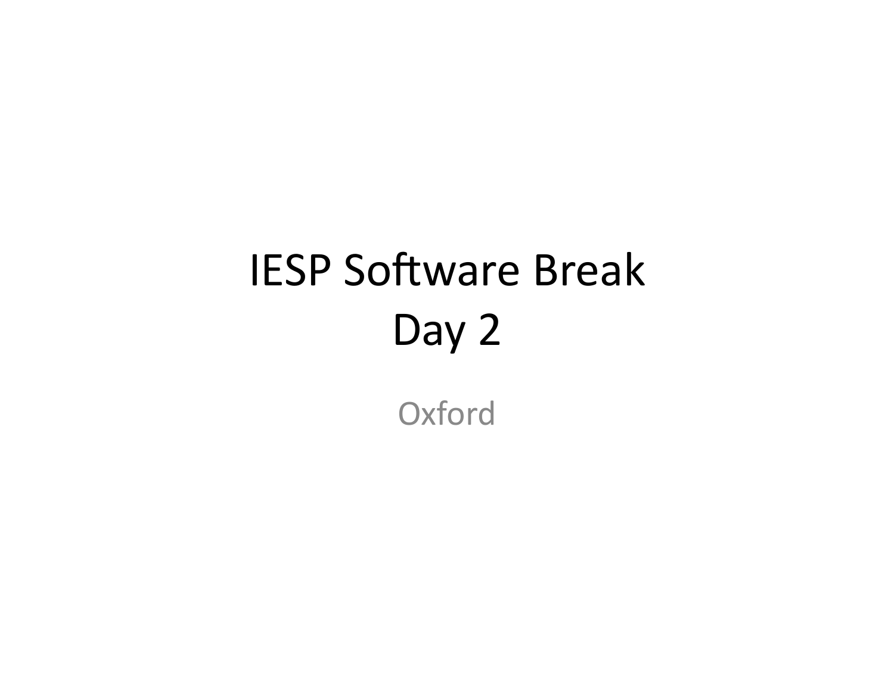# IESP Software Break
# Day 2

Oxford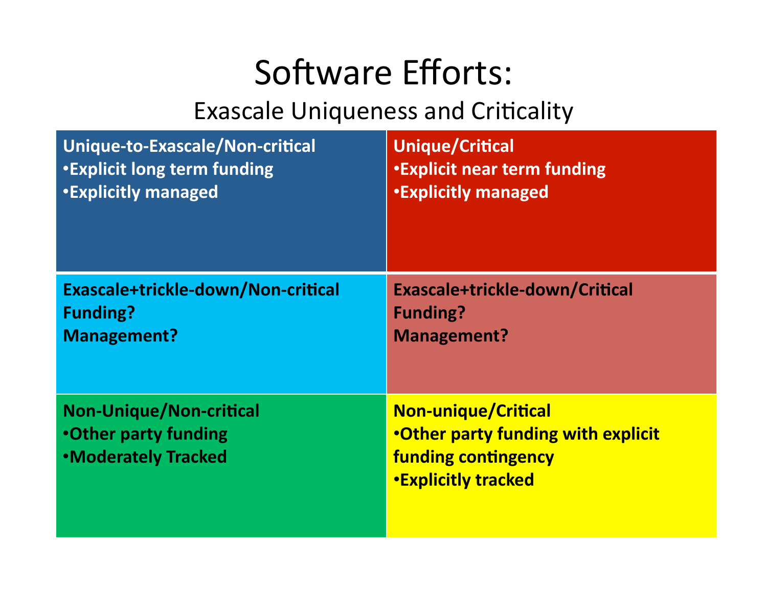# Software Efforts:

## Exascale Uniqueness and Criticality

| | |
|---|---|
| **Unique-to-Exascale/Non-critical**<br>•**Explicit long term funding**<br>•**Explicitly managed** | **Unique/Critical**<br>•**Explicit near term funding**<br>•**Explicitly managed** |
| **Exascale+trickle-down/Non-critical**<br>**Funding?**<br>**Management?** | **Exascale+trickle-down/Critical**<br>**Funding?**<br>**Management?** |
| **Non-Unique/Non-critical**<br>•**Other party funding**<br>•**Moderately Tracked** | **Non-unique/Critical**<br>•**Other party funding with explicit funding contingency**<br>•**Explicitly tracked** |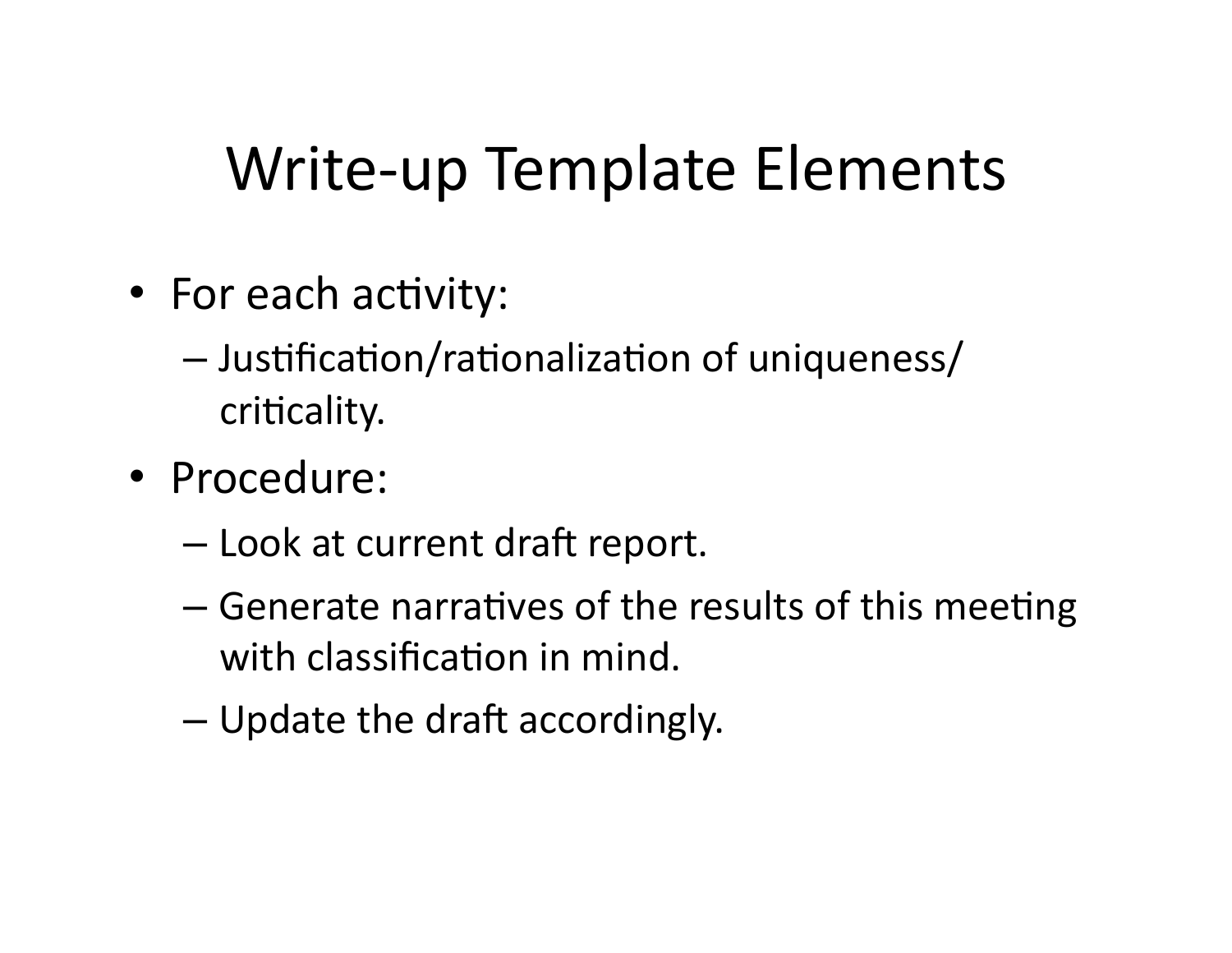# Write-up Template Elements

- For each activity:
  - Justification/rationalization of uniqueness/ criticality.
- Procedure:
  - Look at current draft report.
  - Generate narratives of the results of this meeting with classification in mind.
  - Update the draft accordingly.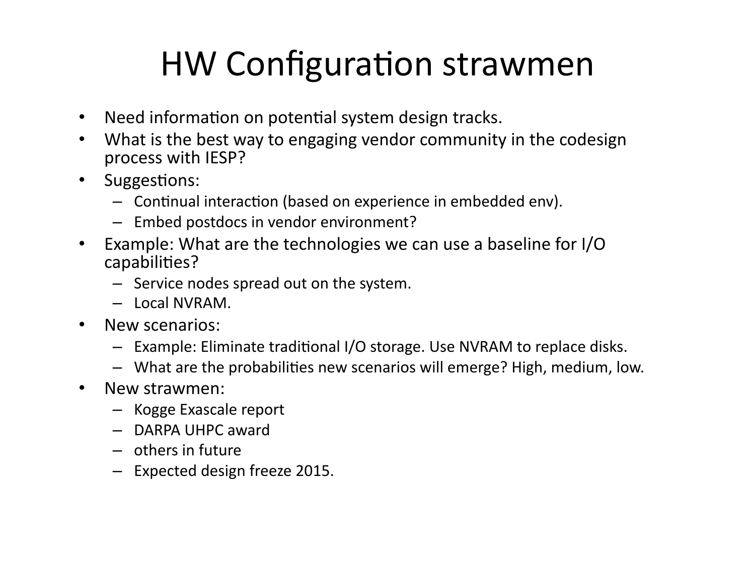# HW Configuration strawmen

- Need information on potential system design tracks.
- What is the best way to engaging vendor community in the codesign process with IESP?
- Suggestions:
  - Continual interaction (based on experience in embedded env).
  - Embed postdocs in vendor environment?
- Example: What are the technologies we can use a baseline for I/O capabilities?
  - Service nodes spread out on the system.
  - Local NVRAM.
- New scenarios:
  - Example: Eliminate traditional I/O storage. Use NVRAM to replace disks.
  - What are the probabilities new scenarios will emerge? High, medium, low.
- New strawmen:
  - Kogge Exascale report
  - DARPA UHPC award
  - others in future
  - Expected design freeze 2015.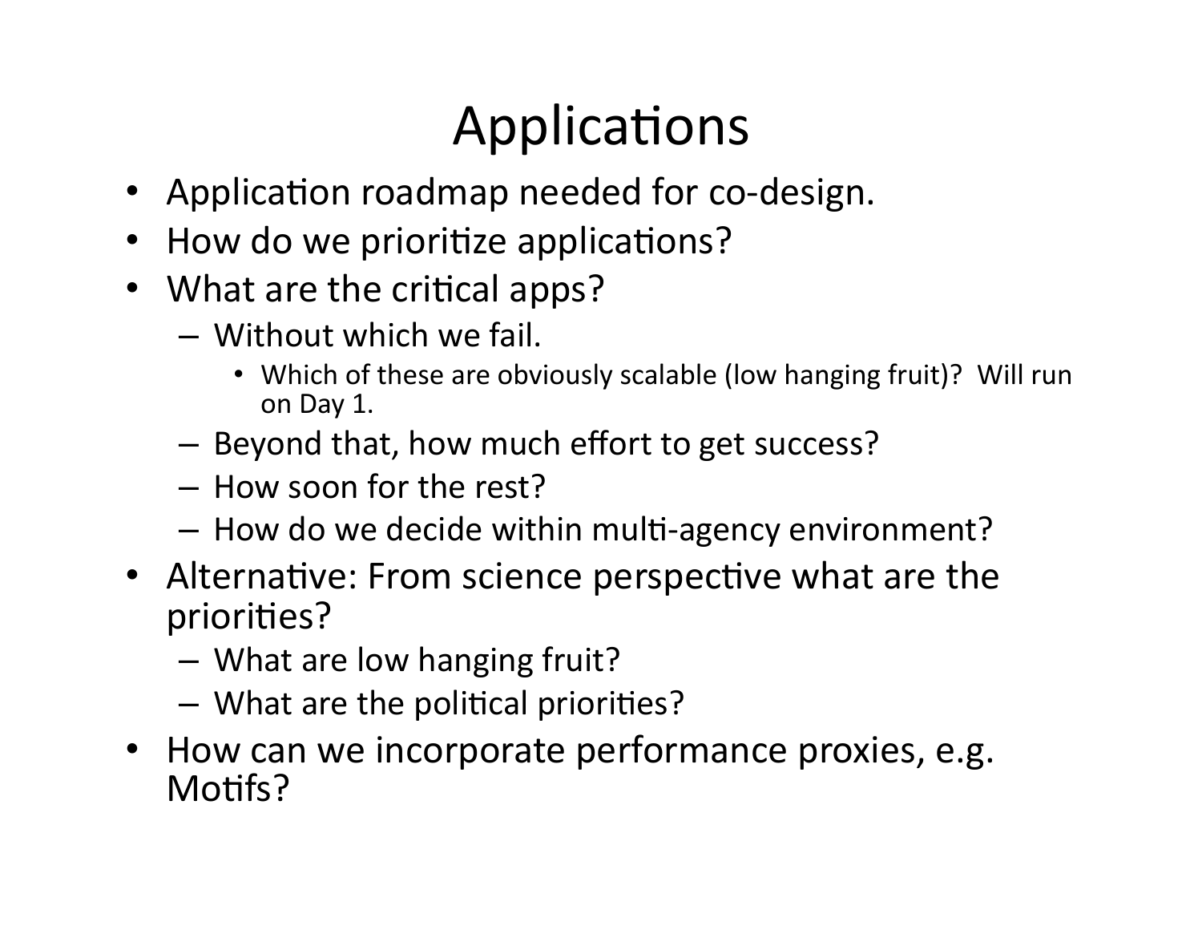# Applications

- Application roadmap needed for co-design.
- How do we prioritize applications?
- What are the critical apps?
  - Without which we fail.
    - Which of these are obviously scalable (low hanging fruit)? Will run on Day 1.
  - Beyond that, how much effort to get success?
  - How soon for the rest?
  - How do we decide within multi-agency environment?
- Alternative: From science perspective what are the priorities?
  - What are low hanging fruit?
  - What are the political priorities?
- How can we incorporate performance proxies, e.g. Motifs?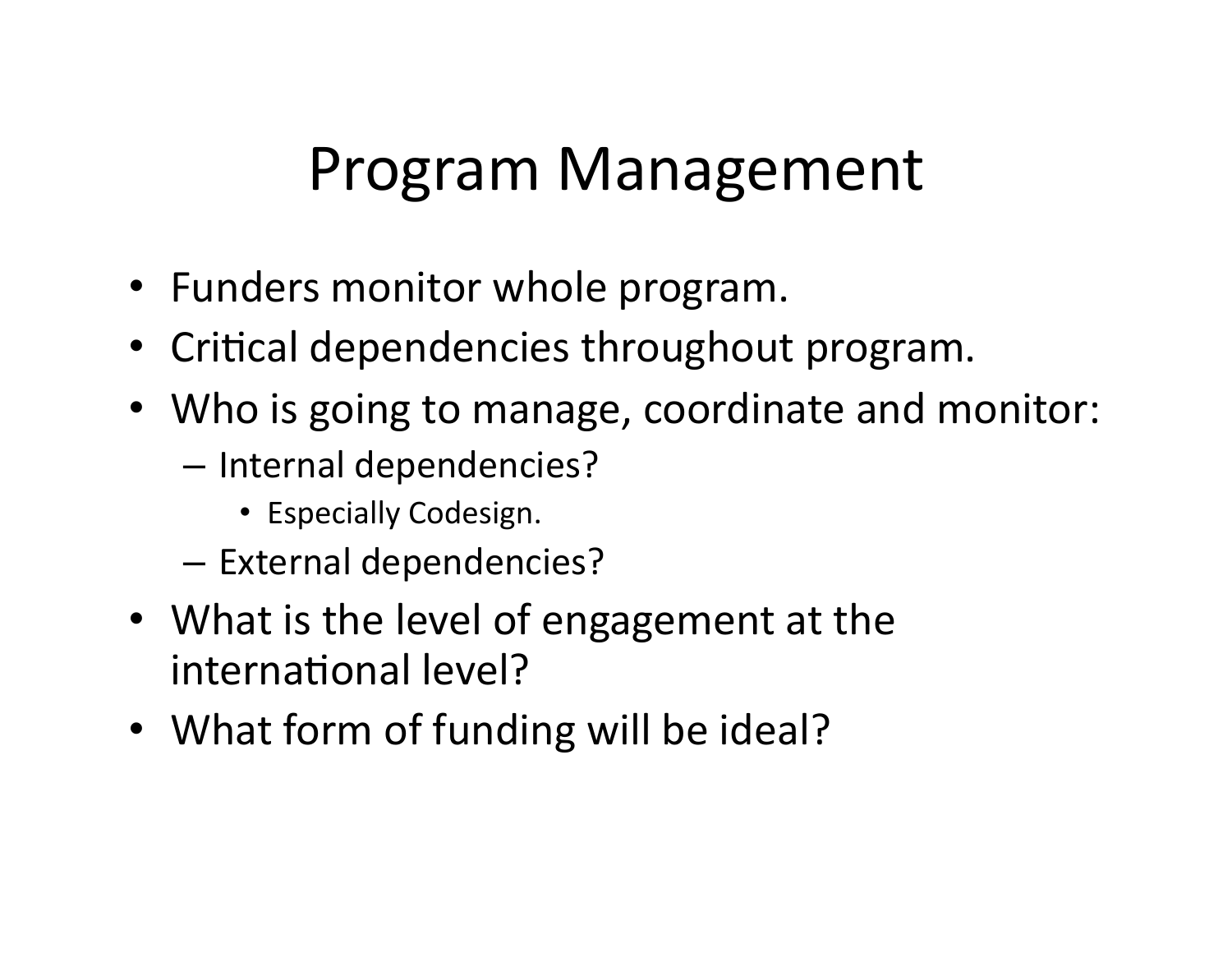# Program Management

- Funders monitor whole program.
- Critical dependencies throughout program.
- Who is going to manage, coordinate and monitor:
  - Internal dependencies?
    - Especially Codesign.
  - External dependencies?
- What is the level of engagement at the international level?
- What form of funding will be ideal?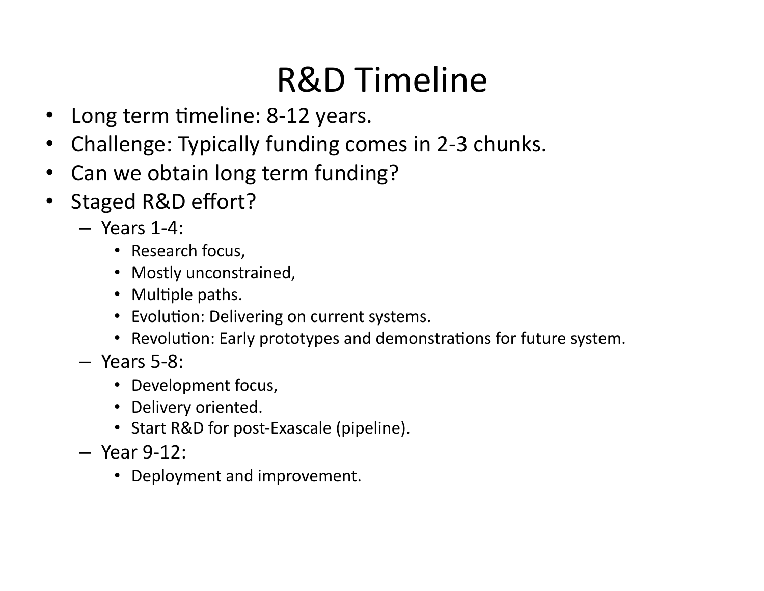# R&D Timeline

- Long term timeline: 8-12 years.
- Challenge: Typically funding comes in 2-3 chunks.
- Can we obtain long term funding?
- Staged R&D effort?
  - Years 1-4:
    - Research focus,
    - Mostly unconstrained,
    - Multiple paths.
    - Evolution: Delivering on current systems.
    - Revolution: Early prototypes and demonstrations for future system.
  - Years 5-8:
    - Development focus,
    - Delivery oriented.
    - Start R&D for post-Exascale (pipeline).
  - Year 9-12:
    - Deployment and improvement.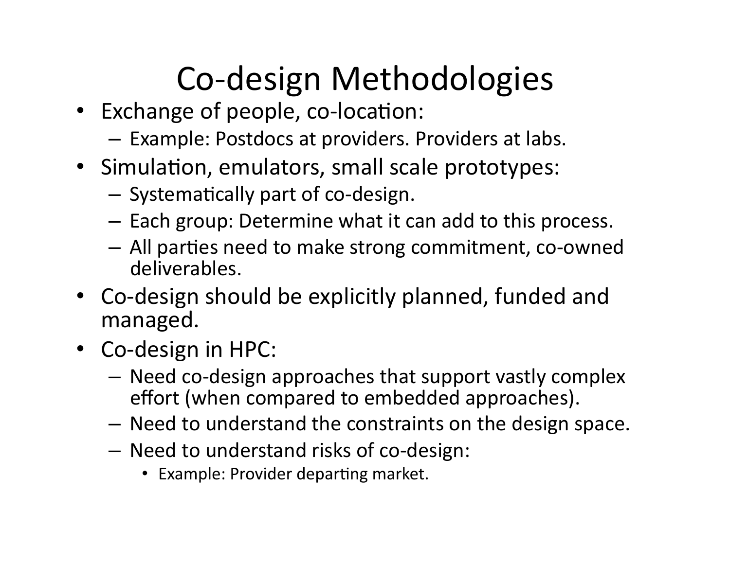# Co-design Methodologies

- Exchange of people, co-location:
  - Example: Postdocs at providers. Providers at labs.
- Simulation, emulators, small scale prototypes:
  - Systematically part of co-design.
  - Each group: Determine what it can add to this process.
  - All parties need to make strong commitment, co-owned deliverables.
- Co-design should be explicitly planned, funded and managed.
- Co-design in HPC:
  - Need co-design approaches that support vastly complex effort (when compared to embedded approaches).
  - Need to understand the constraints on the design space.
  - Need to understand risks of co-design:
    - Example: Provider departing market.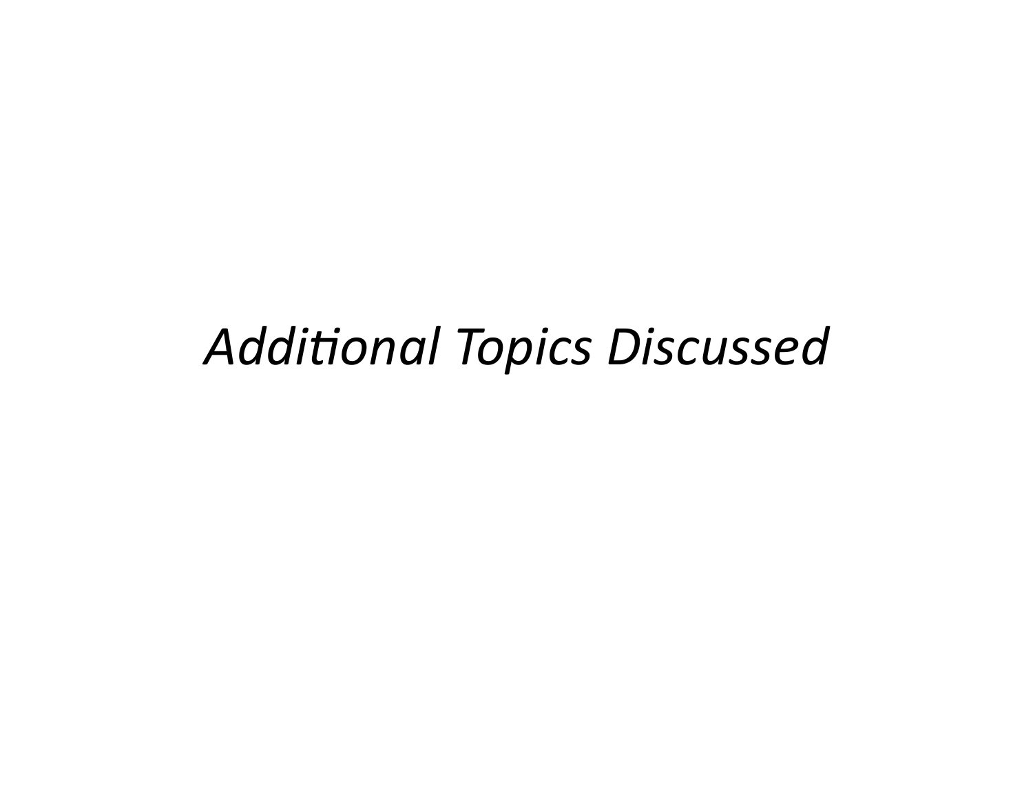# *Additional Topics Discussed*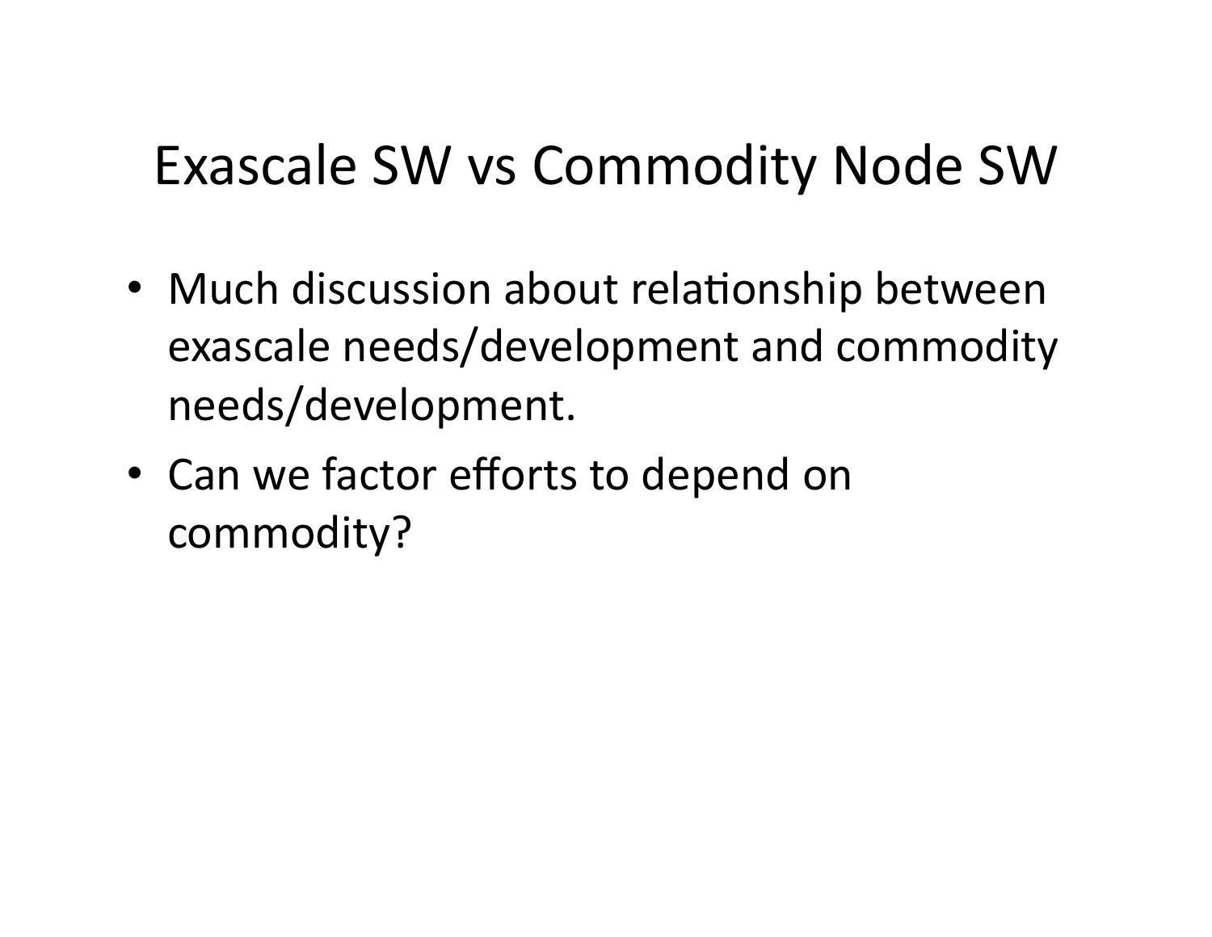# Exascale SW vs Commodity Node SW

- Much discussion about relationship between exascale needs/development and commodity needs/development.
- Can we factor efforts to depend on commodity?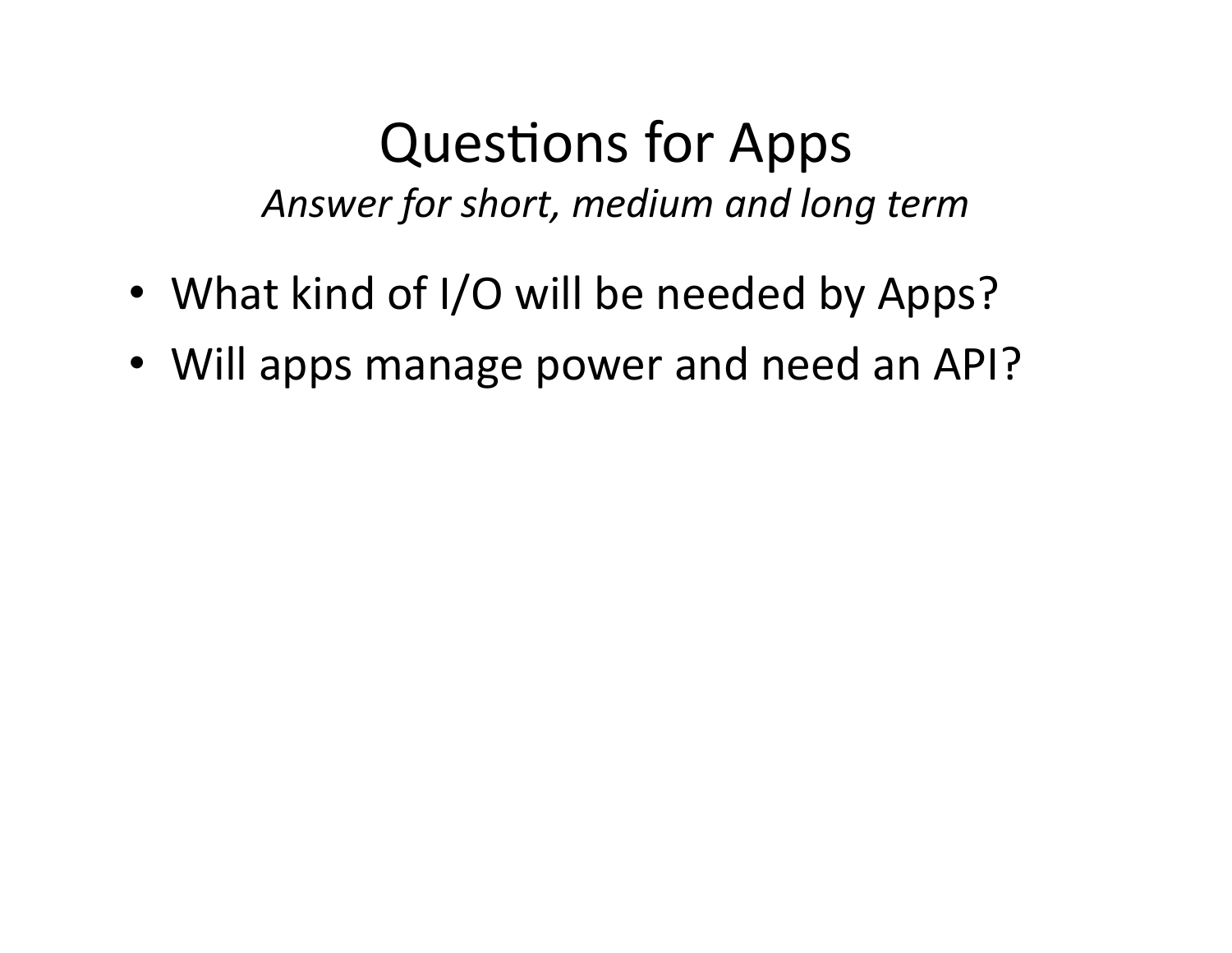# Questions for Apps

*Answer for short, medium and long term*

- What kind of I/O will be needed by Apps?
- Will apps manage power and need an API?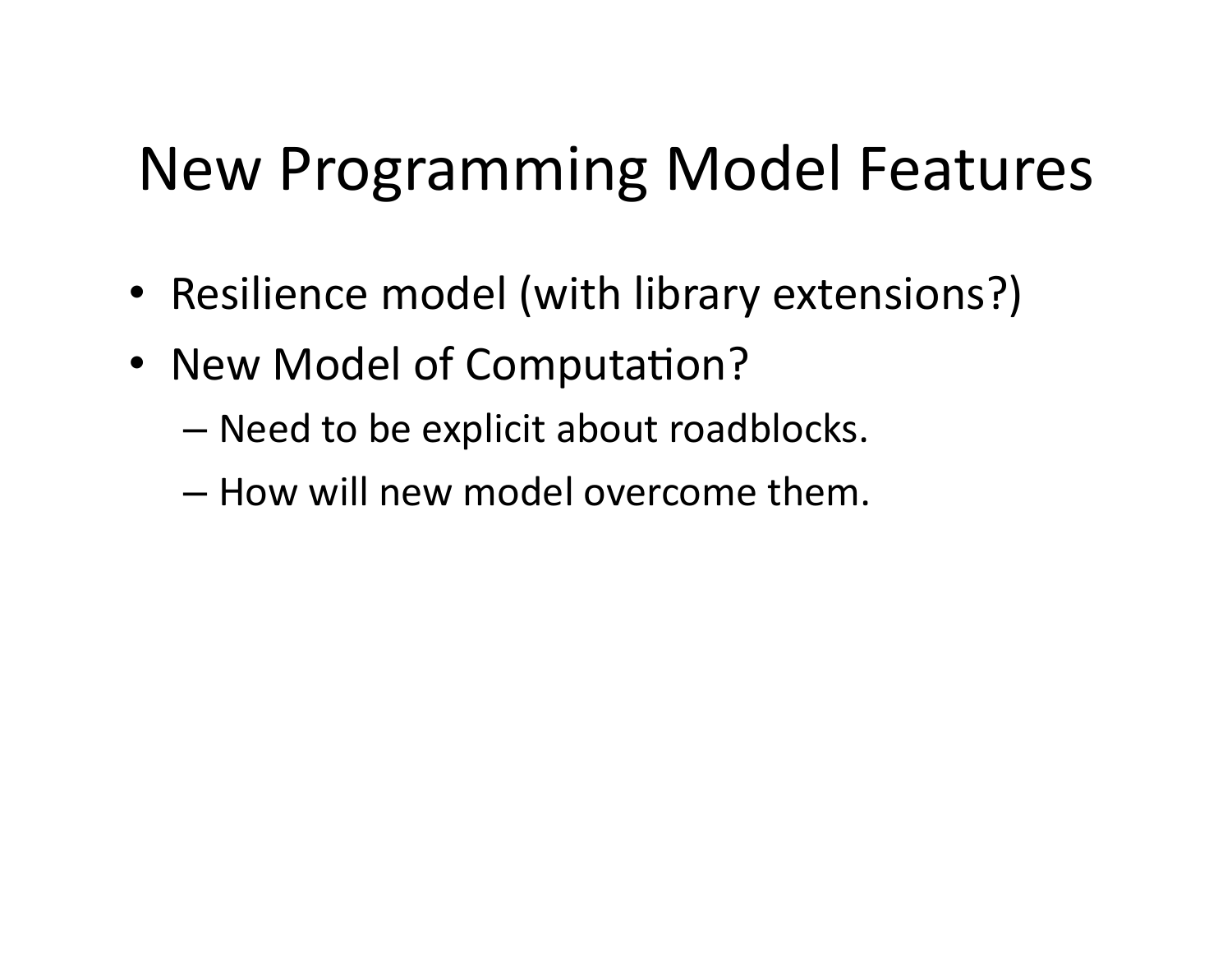# New Programming Model Features

- Resilience model (with library extensions?)
- New Model of Computation?
  - Need to be explicit about roadblocks.
  - How will new model overcome them.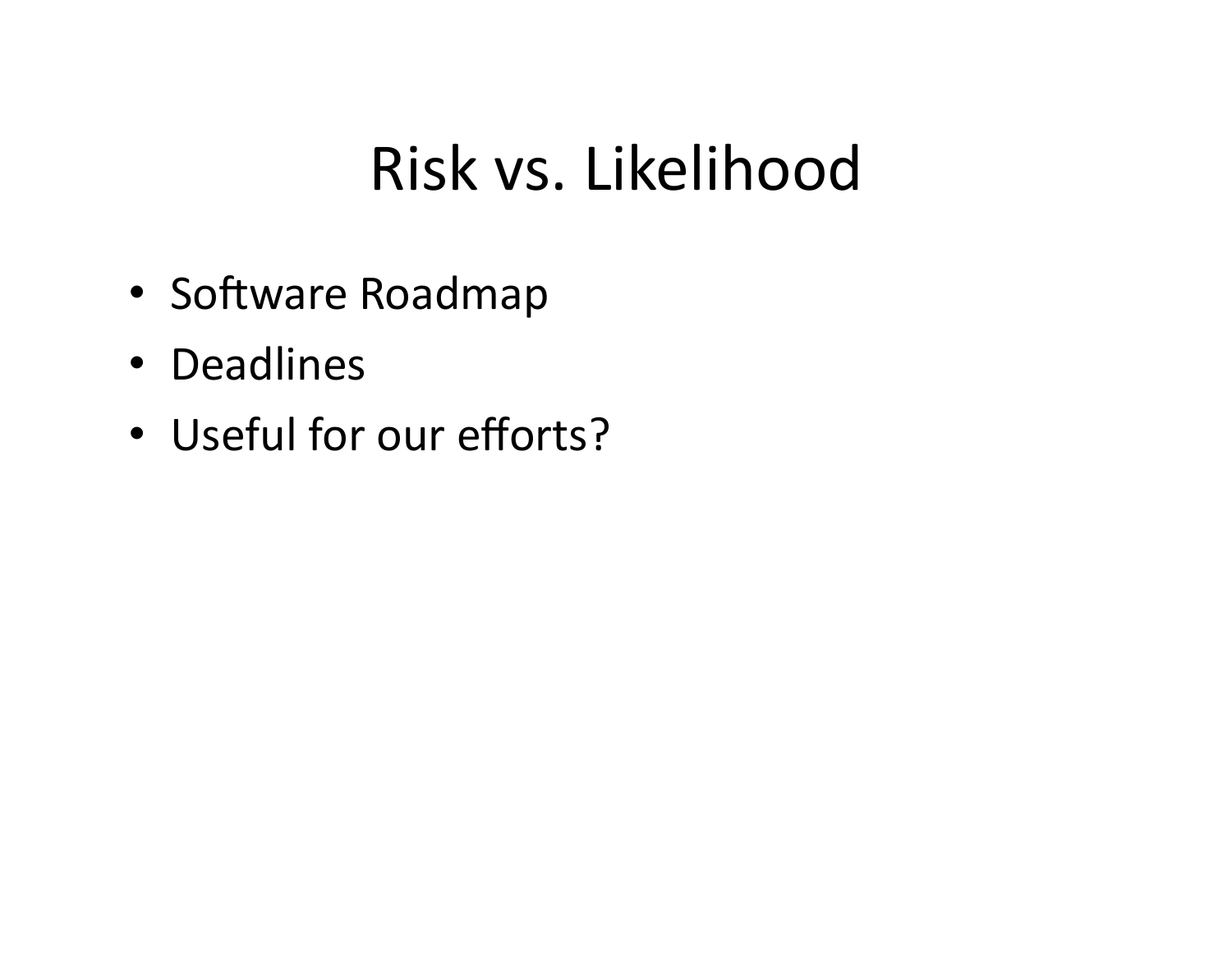# Risk vs. Likelihood

- Software Roadmap
- Deadlines
- Useful for our efforts?